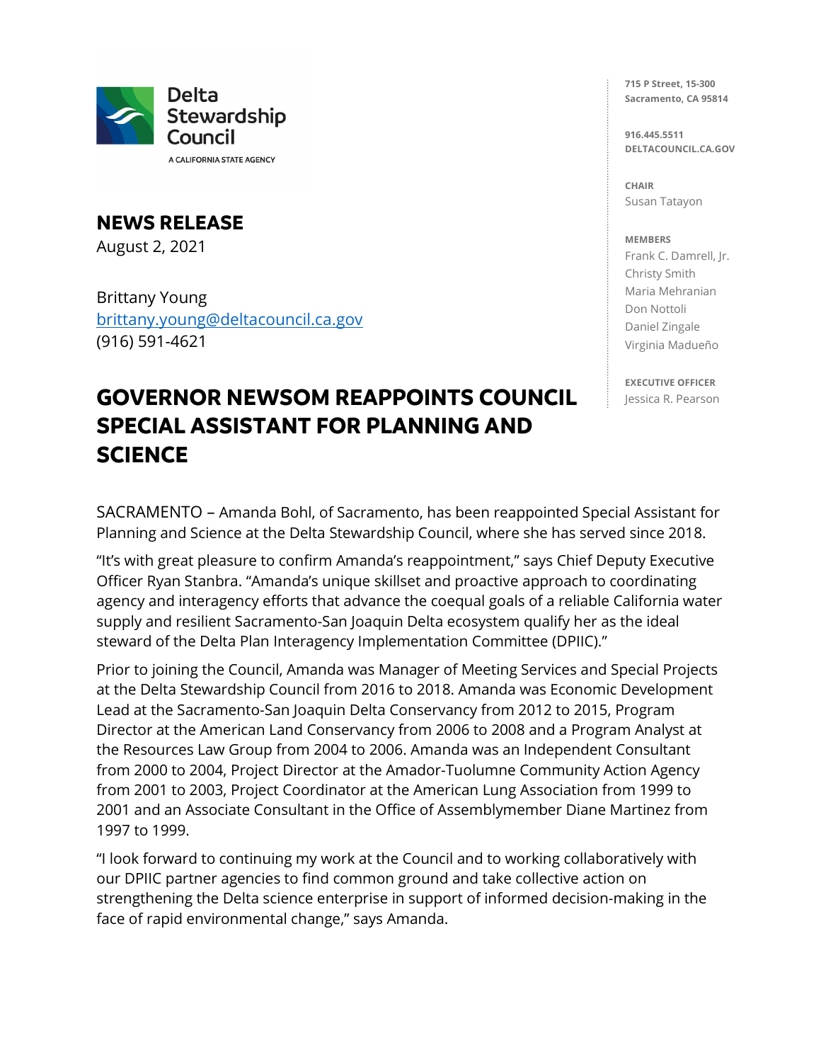**Delta Stewardship Council**

A CALIFORNIA STATE AGENCY

715 P Street, 15-300
Sacramento, CA 95814

916.445.5511
DELTACOUNCIL.CA.GOV

**CHAIR**
Susan Tatayon

**MEMBERS**
Frank C. Damrell, Jr.
Christy Smith
Maria Mehranian
Don Nottoli
Daniel Zingale
Virginia Madueño

**EXECUTIVE OFFICER**
Jessica R. Pearson

## NEWS RELEASE

August 2, 2021

Brittany Young
[brittany.young@deltacouncil.ca.gov](mailto:brittany.young@deltacouncil.ca.gov)
(916) 591-4621

# GOVERNOR NEWSOM REAPPOINTS COUNCIL SPECIAL ASSISTANT FOR PLANNING AND SCIENCE

SACRAMENTO – Amanda Bohl, of Sacramento, has been reappointed Special Assistant for Planning and Science at the Delta Stewardship Council, where she has served since 2018.

"It's with great pleasure to confirm Amanda's reappointment," says Chief Deputy Executive Officer Ryan Stanbra. "Amanda's unique skillset and proactive approach to coordinating agency and interagency efforts that advance the coequal goals of a reliable California water supply and resilient Sacramento-San Joaquin Delta ecosystem qualify her as the ideal steward of the Delta Plan Interagency Implementation Committee (DPIIC)."

Prior to joining the Council, Amanda was Manager of Meeting Services and Special Projects at the Delta Stewardship Council from 2016 to 2018. Amanda was Economic Development Lead at the Sacramento-San Joaquin Delta Conservancy from 2012 to 2015, Program Director at the American Land Conservancy from 2006 to 2008 and a Program Analyst at the Resources Law Group from 2004 to 2006. Amanda was an Independent Consultant from 2000 to 2004, Project Director at the Amador-Tuolumne Community Action Agency from 2001 to 2003, Project Coordinator at the American Lung Association from 1999 to 2001 and an Associate Consultant in the Office of Assemblymember Diane Martinez from 1997 to 1999.

"I look forward to continuing my work at the Council and to working collaboratively with our DPIIC partner agencies to find common ground and take collective action on strengthening the Delta science enterprise in support of informed decision-making in the face of rapid environmental change," says Amanda.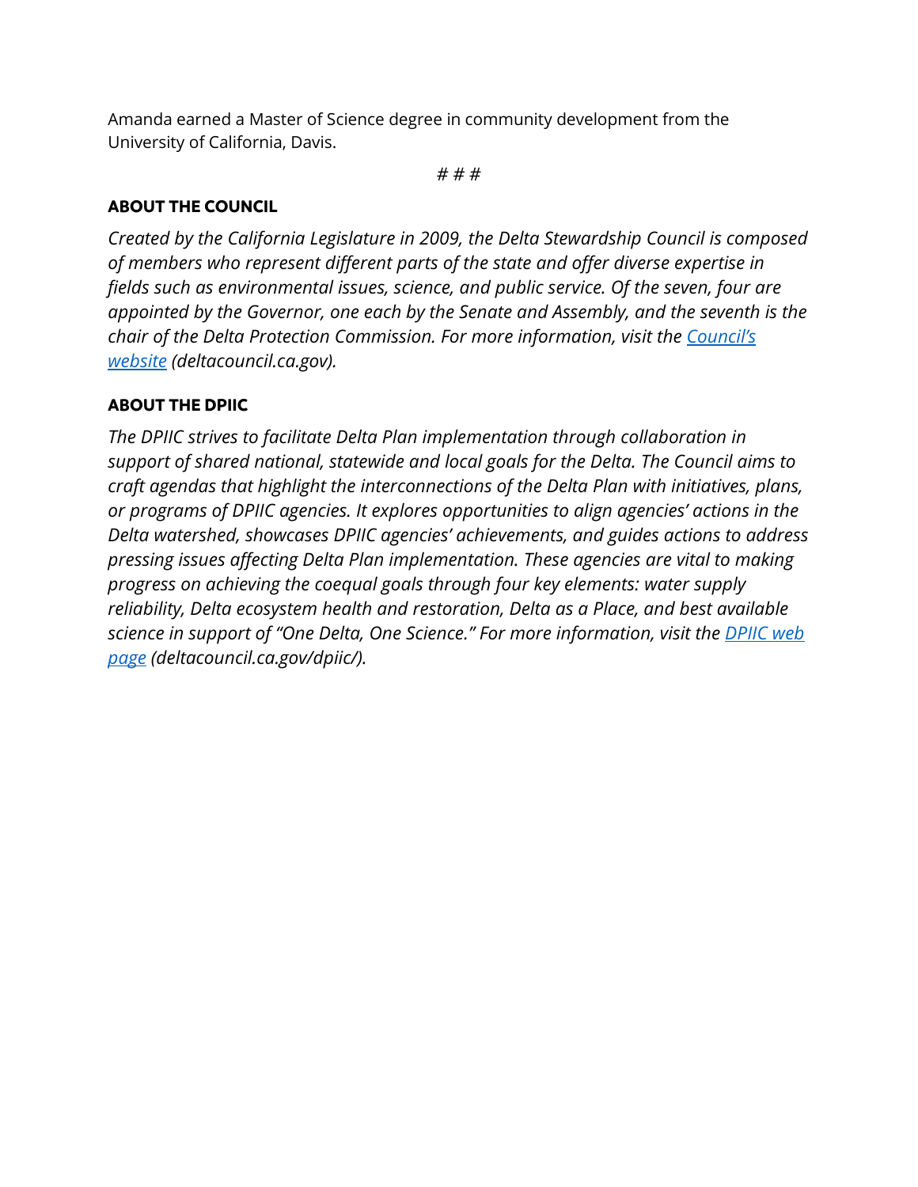Amanda earned a Master of Science degree in community development from the University of California, Davis.

# # #

**ABOUT THE COUNCIL**

*Created by the California Legislature in 2009, the Delta Stewardship Council is composed of members who represent different parts of the state and offer diverse expertise in fields such as environmental issues, science, and public service. Of the seven, four are appointed by the Governor, one each by the Senate and Assembly, and the seventh is the chair of the Delta Protection Commission. For more information, visit the [Council's website](deltacouncil.ca.gov) (deltacouncil.ca.gov).*

**ABOUT THE DPIIC**

*The DPIIC strives to facilitate Delta Plan implementation through collaboration in support of shared national, statewide and local goals for the Delta. The Council aims to craft agendas that highlight the interconnections of the Delta Plan with initiatives, plans, or programs of DPIIC agencies. It explores opportunities to align agencies' actions in the Delta watershed, showcases DPIIC agencies' achievements, and guides actions to address pressing issues affecting Delta Plan implementation. These agencies are vital to making progress on achieving the coequal goals through four key elements: water supply reliability, Delta ecosystem health and restoration, Delta as a Place, and best available science in support of "One Delta, One Science." For more information, visit the [DPIIC web page](deltacouncil.ca.gov/dpiic/) (deltacouncil.ca.gov/dpiic/).*